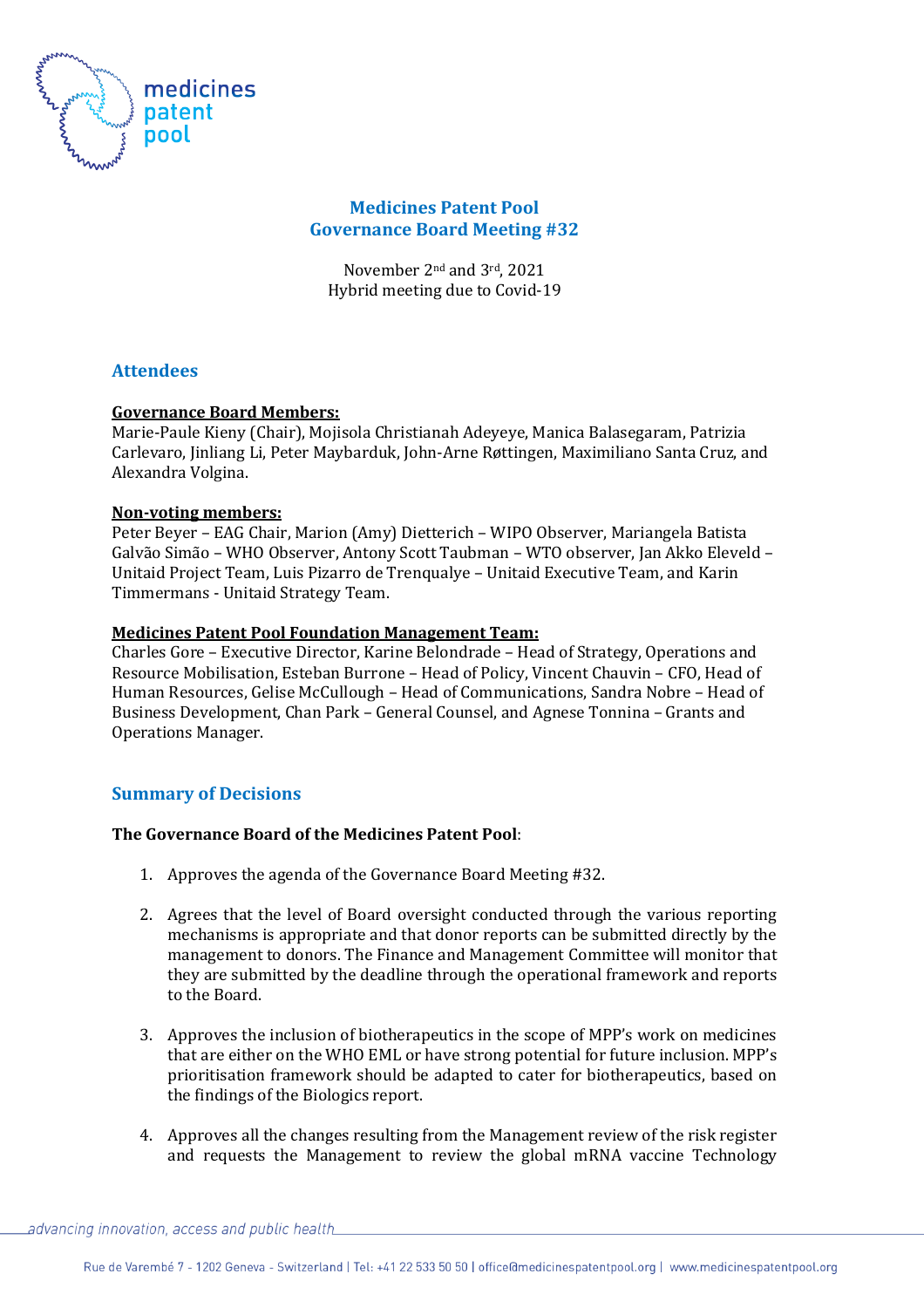# Medicines Patent Pool
## Governance Board Meeting #32

November 2nd and 3rd, 2021
Hybrid meeting due to Covid-19

## Attendees

**Governance Board Members:**
Marie-Paule Kieny (Chair), Mojisola Christianah Adeyeye, Manica Balasegaram, Patrizia Carlevaro, Jinliang Li, Peter Maybarduk, John-Arne Røttingen, Maximiliano Santa Cruz, and Alexandra Volgina.

**Non-voting members:**
Peter Beyer – EAG Chair, Marion (Amy) Dietterich – WIPO Observer, Mariangela Batista Galvão Simão – WHO Observer, Antony Scott Taubman – WTO observer, Jan Akko Eleveld – Unitaid Project Team, Luis Pizarro de Trenqualye – Unitaid Executive Team, and Karin Timmermans - Unitaid Strategy Team.

**Medicines Patent Pool Foundation Management Team:**
Charles Gore – Executive Director, Karine Belondrade – Head of Strategy, Operations and Resource Mobilisation, Esteban Burrone – Head of Policy, Vincent Chauvin – CFO, Head of Human Resources, Gelise McCullough – Head of Communications, Sandra Nobre – Head of Business Development, Chan Park – General Counsel, and Agnese Tonnina – Grants and Operations Manager.

## Summary of Decisions

**The Governance Board of the Medicines Patent Pool**:

1. Approves the agenda of the Governance Board Meeting #32.

2. Agrees that the level of Board oversight conducted through the various reporting mechanisms is appropriate and that donor reports can be submitted directly by the management to donors. The Finance and Management Committee will monitor that they are submitted by the deadline through the operational framework and reports to the Board.

3. Approves the inclusion of biotherapeutics in the scope of MPP's work on medicines that are either on the WHO EML or have strong potential for future inclusion. MPP's prioritisation framework should be adapted to cater for biotherapeutics, based on the findings of the Biologics report.

4. Approves all the changes resulting from the Management review of the risk register and requests the Management to review the global mRNA vaccine Technology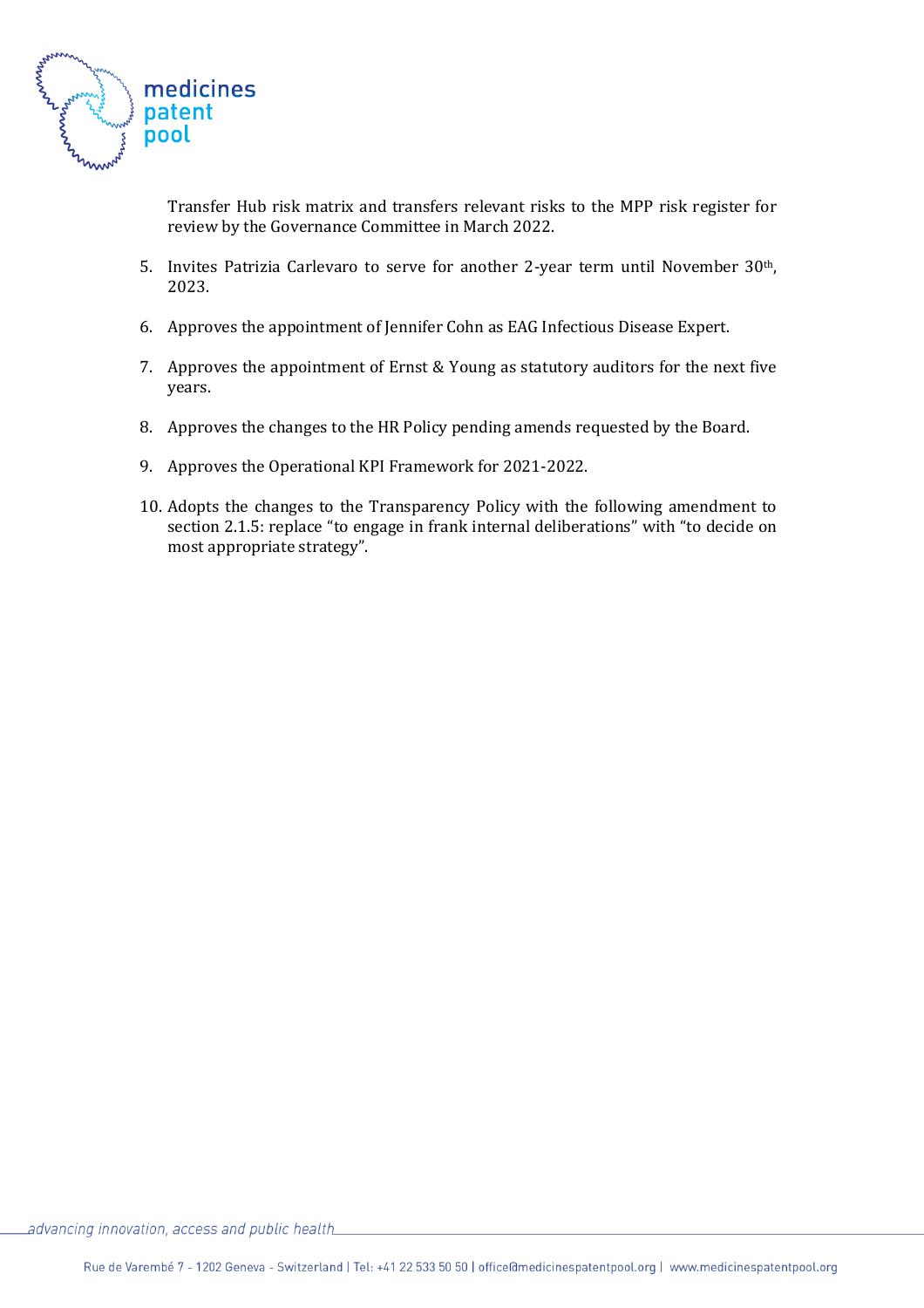Transfer Hub risk matrix and transfers relevant risks to the MPP risk register for review by the Governance Committee in March 2022.

5. Invites Patrizia Carlevaro to serve for another 2-year term until November 30th, 2023.

6. Approves the appointment of Jennifer Cohn as EAG Infectious Disease Expert.

7. Approves the appointment of Ernst & Young as statutory auditors for the next five years.

8. Approves the changes to the HR Policy pending amends requested by the Board.

9. Approves the Operational KPI Framework for 2021-2022.

10. Adopts the changes to the Transparency Policy with the following amendment to section 2.1.5: replace "to engage in frank internal deliberations" with "to decide on most appropriate strategy".